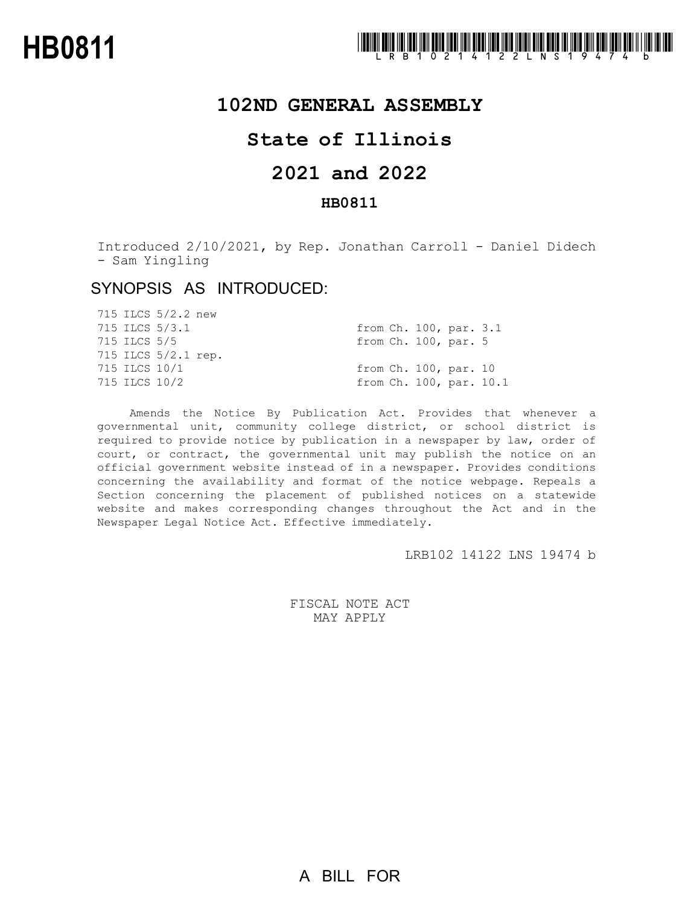# HB0811

LRB102 14122 LNS 19474 b

## 102ND GENERAL ASSEMBLY

## State of Illinois

## 2021 and 2022

### HB0811

Introduced 2/10/2021, by Rep. Jonathan Carroll - Daniel Didech - Sam Yingling

### SYNOPSIS AS INTRODUCED:

| | |
|---|---|
| 715 ILCS 5/2.2 new | |
| 715 ILCS 5/3.1 | from Ch. 100, par. 3.1 |
| 715 ILCS 5/5 | from Ch. 100, par. 5 |
| 715 ILCS 5/2.1 rep. | |
| 715 ILCS 10/1 | from Ch. 100, par. 10 |
| 715 ILCS 10/2 | from Ch. 100, par. 10.1 |

Amends the Notice By Publication Act. Provides that whenever a governmental unit, community college district, or school district is required to provide notice by publication in a newspaper by law, order of court, or contract, the governmental unit may publish the notice on an official government website instead of in a newspaper. Provides conditions concerning the availability and format of the notice webpage. Repeals a Section concerning the placement of published notices on a statewide website and makes corresponding changes throughout the Act and in the Newspaper Legal Notice Act. Effective immediately.

LRB102 14122 LNS 19474 b

FISCAL NOTE ACT
MAY APPLY

A BILL FOR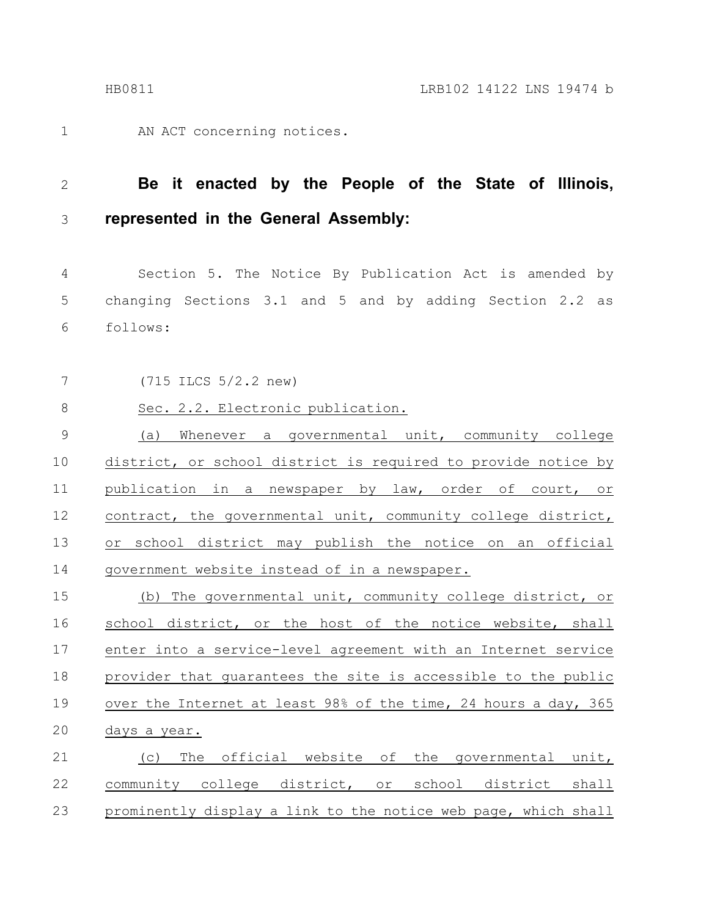AN ACT concerning notices.

**Be it enacted by the People of the State of Illinois, represented in the General Assembly:**

Section 5. The Notice By Publication Act is amended by changing Sections 3.1 and 5 and by adding Section 2.2 as follows:

(715 ILCS 5/2.2 new)

Sec. 2.2. Electronic publication.

(a) Whenever a governmental unit, community college district, or school district is required to provide notice by publication in a newspaper by law, order of court, or contract, the governmental unit, community college district, or school district may publish the notice on an official government website instead of in a newspaper.

(b) The governmental unit, community college district, or school district, or the host of the notice website, shall enter into a service-level agreement with an Internet service provider that guarantees the site is accessible to the public over the Internet at least 98% of the time, 24 hours a day, 365 days a year.

(c) The official website of the governmental unit, community college district, or school district shall prominently display a link to the notice web page, which shall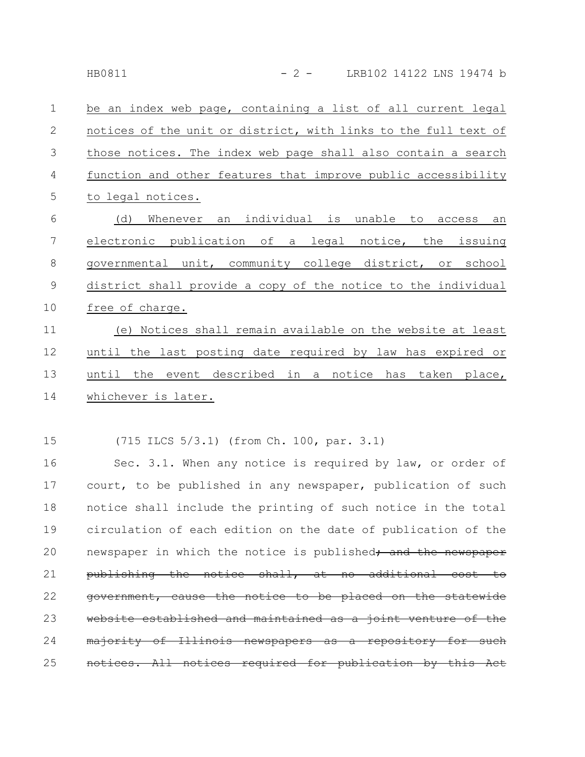be an index web page, containing a list of all current legal notices of the unit or district, with links to the full text of those notices. The index web page shall also contain a search function and other features that improve public accessibility to legal notices.

(d) Whenever an individual is unable to access an electronic publication of a legal notice, the issuing governmental unit, community college district, or school district shall provide a copy of the notice to the individual free of charge.

(e) Notices shall remain available on the website at least until the last posting date required by law has expired or until the event described in a notice has taken place, whichever is later.

(715 ILCS 5/3.1) (from Ch. 100, par. 3.1)

Sec. 3.1. When any notice is required by law, or order of court, to be published in any newspaper, publication of such notice shall include the printing of such notice in the total circulation of each edition on the date of publication of the newspaper in which the notice is published~~; and the newspaper publishing the notice shall, at no additional cost to government, cause the notice to be placed on the statewide website established and maintained as a joint venture of the majority of Illinois newspapers as a repository for such notices. All notices required for publication by this Act~~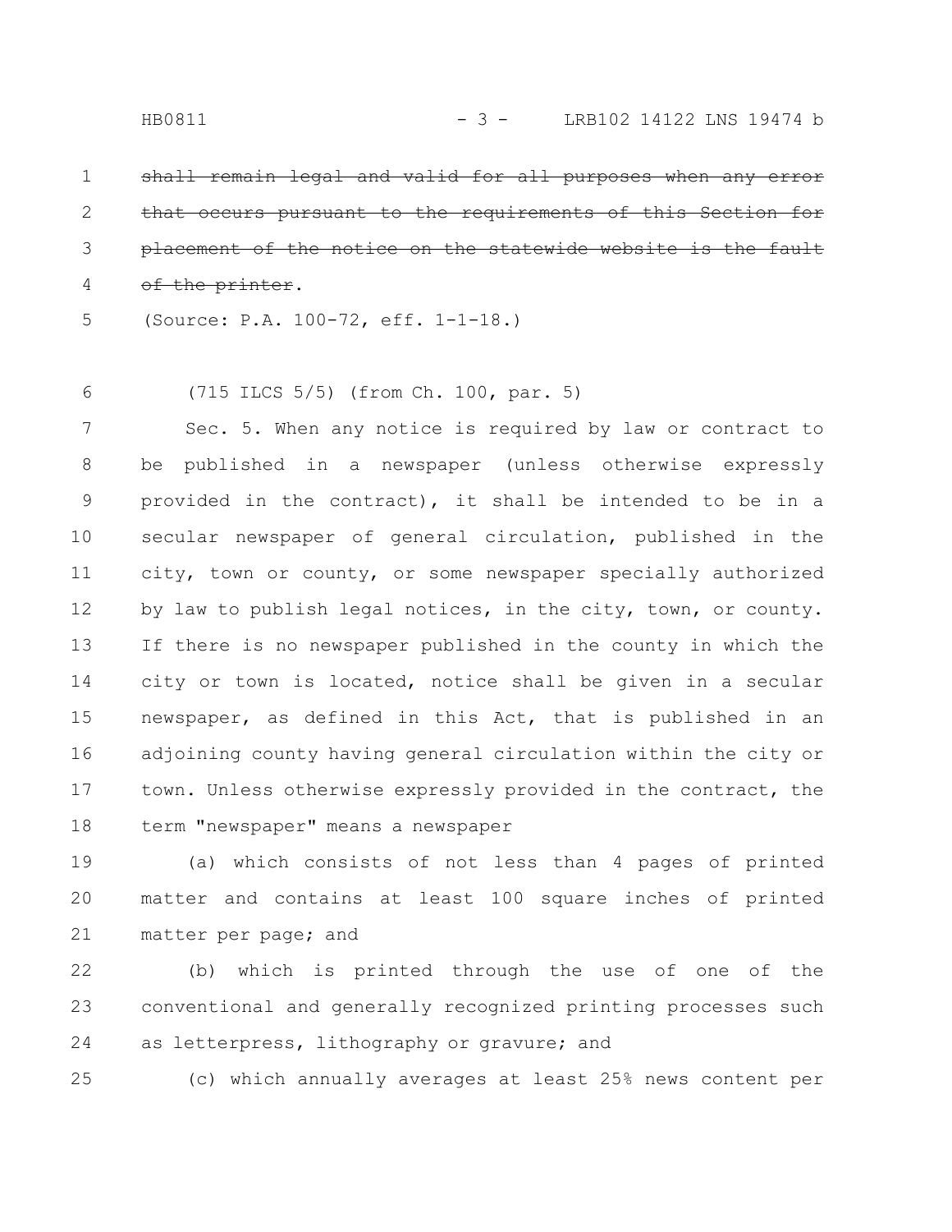~~shall remain legal and valid for all purposes when any error that occurs pursuant to the requirements of this Section for placement of the notice on the statewide website is the fault of the printer~~.

(Source: P.A. 100-72, eff. 1-1-18.)

(715 ILCS 5/5) (from Ch. 100, par. 5)

Sec. 5. When any notice is required by law or contract to be published in a newspaper (unless otherwise expressly provided in the contract), it shall be intended to be in a secular newspaper of general circulation, published in the city, town or county, or some newspaper specially authorized by law to publish legal notices, in the city, town, or county. If there is no newspaper published in the county in which the city or town is located, notice shall be given in a secular newspaper, as defined in this Act, that is published in an adjoining county having general circulation within the city or town. Unless otherwise expressly provided in the contract, the term "newspaper" means a newspaper

(a) which consists of not less than 4 pages of printed matter and contains at least 100 square inches of printed matter per page; and

(b) which is printed through the use of one of the conventional and generally recognized printing processes such as letterpress, lithography or gravure; and

(c) which annually averages at least 25% news content per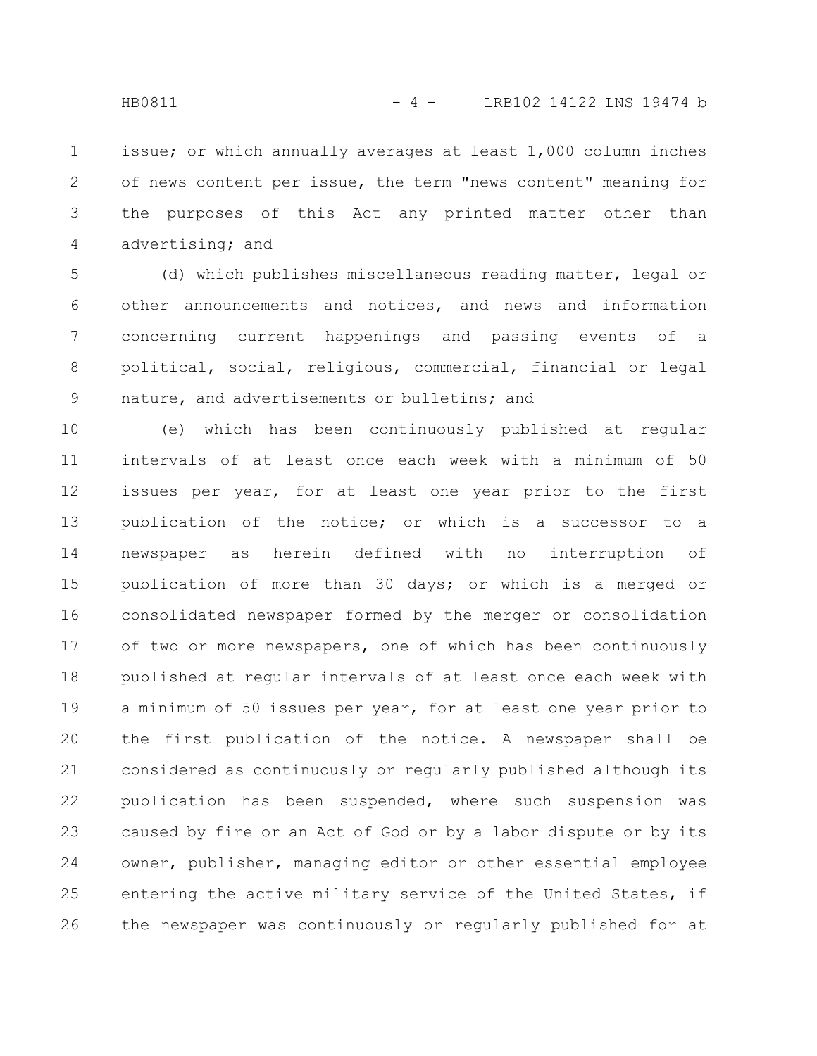issue; or which annually averages at least 1,000 column inches of news content per issue, the term "news content" meaning for the purposes of this Act any printed matter other than advertising; and

(d) which publishes miscellaneous reading matter, legal or other announcements and notices, and news and information concerning current happenings and passing events of a political, social, religious, commercial, financial or legal nature, and advertisements or bulletins; and

(e) which has been continuously published at regular intervals of at least once each week with a minimum of 50 issues per year, for at least one year prior to the first publication of the notice; or which is a successor to a newspaper as herein defined with no interruption of publication of more than 30 days; or which is a merged or consolidated newspaper formed by the merger or consolidation of two or more newspapers, one of which has been continuously published at regular intervals of at least once each week with a minimum of 50 issues per year, for at least one year prior to the first publication of the notice. A newspaper shall be considered as continuously or regularly published although its publication has been suspended, where such suspension was caused by fire or an Act of God or by a labor dispute or by its owner, publisher, managing editor or other essential employee entering the active military service of the United States, if the newspaper was continuously or regularly published for at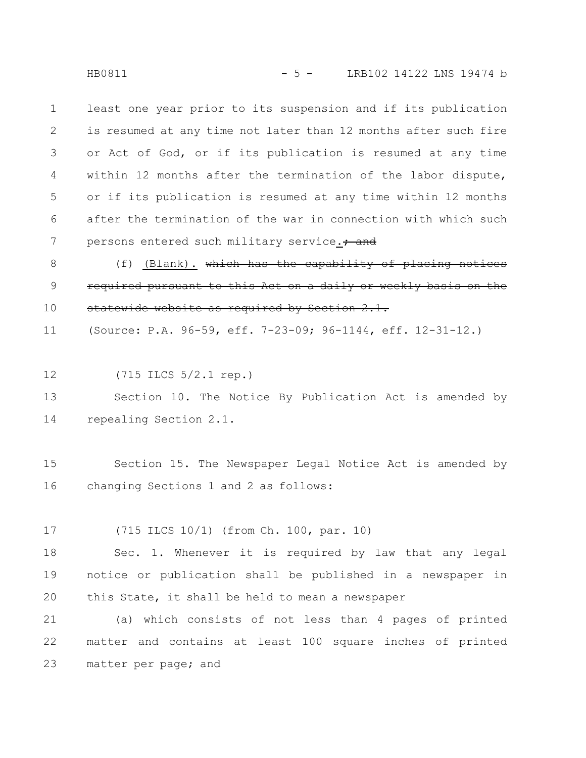least one year prior to its suspension and if its publication is resumed at any time not later than 12 months after such fire or Act of God, or if its publication is resumed at any time within 12 months after the termination of the labor dispute, or if its publication is resumed at any time within 12 months after the termination of the war in connection with which such persons entered such military service.~~; and~~

(f) (Blank). ~~which has the capability of placing notices required pursuant to this Act on a daily or weekly basis on the statewide website as required by Section 2.1.~~

(Source: P.A. 96-59, eff. 7-23-09; 96-1144, eff. 12-31-12.)

(715 ILCS 5/2.1 rep.)

Section 10. The Notice By Publication Act is amended by repealing Section 2.1.

Section 15. The Newspaper Legal Notice Act is amended by changing Sections 1 and 2 as follows:

(715 ILCS 10/1) (from Ch. 100, par. 10)

Sec. 1. Whenever it is required by law that any legal notice or publication shall be published in a newspaper in this State, it shall be held to mean a newspaper

(a) which consists of not less than 4 pages of printed matter and contains at least 100 square inches of printed matter per page; and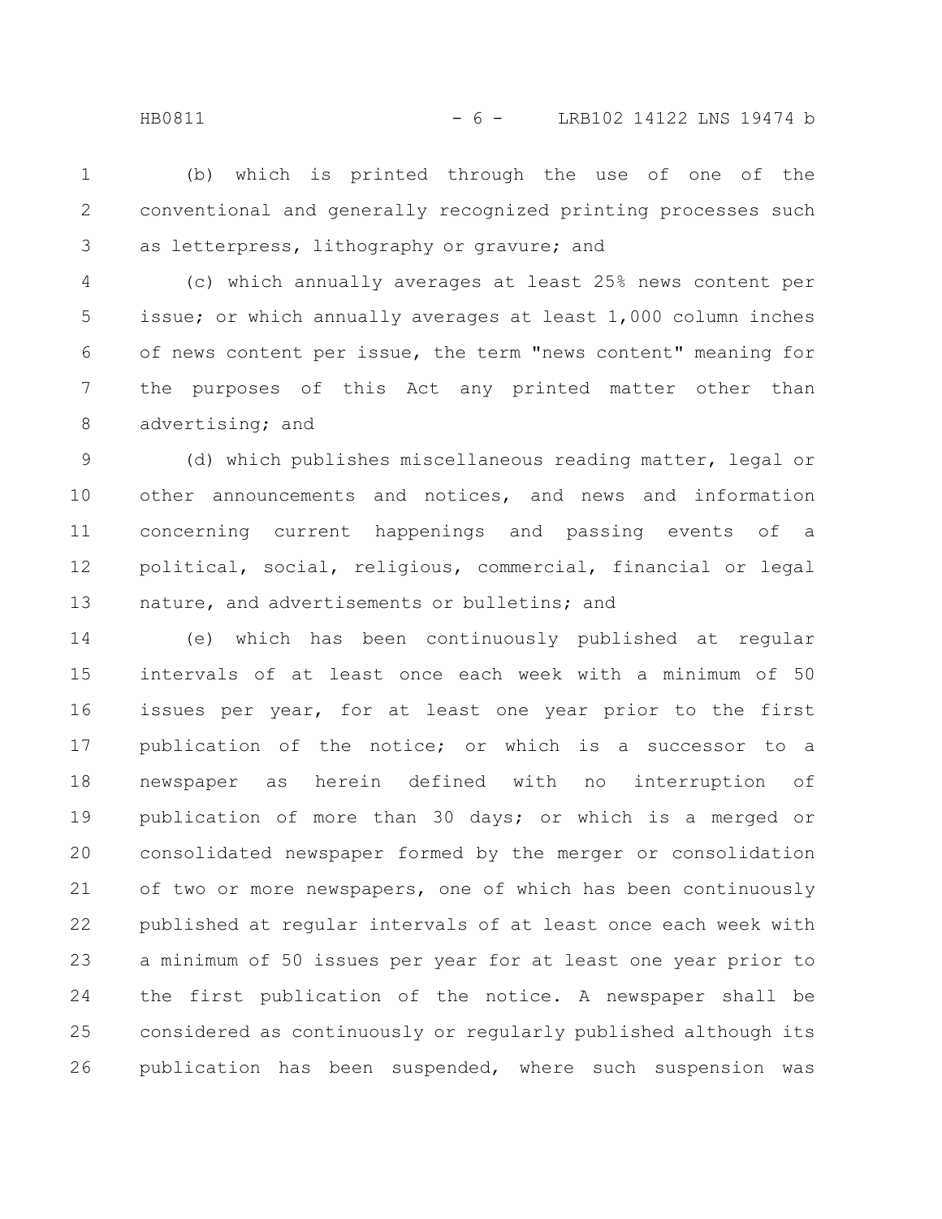(b) which is printed through the use of one of the conventional and generally recognized printing processes such as letterpress, lithography or gravure; and

(c) which annually averages at least 25% news content per issue; or which annually averages at least 1,000 column inches of news content per issue, the term "news content" meaning for the purposes of this Act any printed matter other than advertising; and

(d) which publishes miscellaneous reading matter, legal or other announcements and notices, and news and information concerning current happenings and passing events of a political, social, religious, commercial, financial or legal nature, and advertisements or bulletins; and

(e) which has been continuously published at regular intervals of at least once each week with a minimum of 50 issues per year, for at least one year prior to the first publication of the notice; or which is a successor to a newspaper as herein defined with no interruption of publication of more than 30 days; or which is a merged or consolidated newspaper formed by the merger or consolidation of two or more newspapers, one of which has been continuously published at regular intervals of at least once each week with a minimum of 50 issues per year for at least one year prior to the first publication of the notice. A newspaper shall be considered as continuously or regularly published although its publication has been suspended, where such suspension was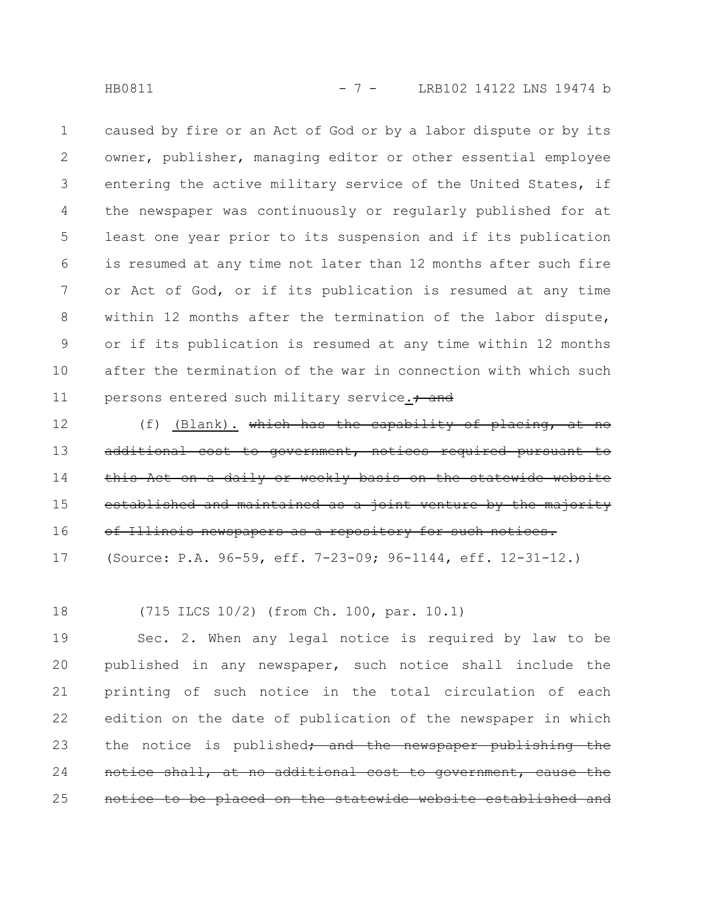caused by fire or an Act of God or by a labor dispute or by its owner, publisher, managing editor or other essential employee entering the active military service of the United States, if the newspaper was continuously or regularly published for at least one year prior to its suspension and if its publication is resumed at any time not later than 12 months after such fire or Act of God, or if its publication is resumed at any time within 12 months after the termination of the labor dispute, or if its publication is resumed at any time within 12 months after the termination of the war in connection with which such persons entered such military service.~~; and~~

(f) (Blank). ~~which has the capability of placing, at no additional cost to government, notices required pursuant to this Act on a daily or weekly basis on the statewide website established and maintained as a joint venture by the majority of Illinois newspapers as a repository for such notices.~~

(Source: P.A. 96-59, eff. 7-23-09; 96-1144, eff. 12-31-12.)

(715 ILCS 10/2) (from Ch. 100, par. 10.1)

Sec. 2. When any legal notice is required by law to be published in any newspaper, such notice shall include the printing of such notice in the total circulation of each edition on the date of publication of the newspaper in which the notice is published~~; and the newspaper publishing the notice shall, at no additional cost to government, cause the notice to be placed on the statewide website established and~~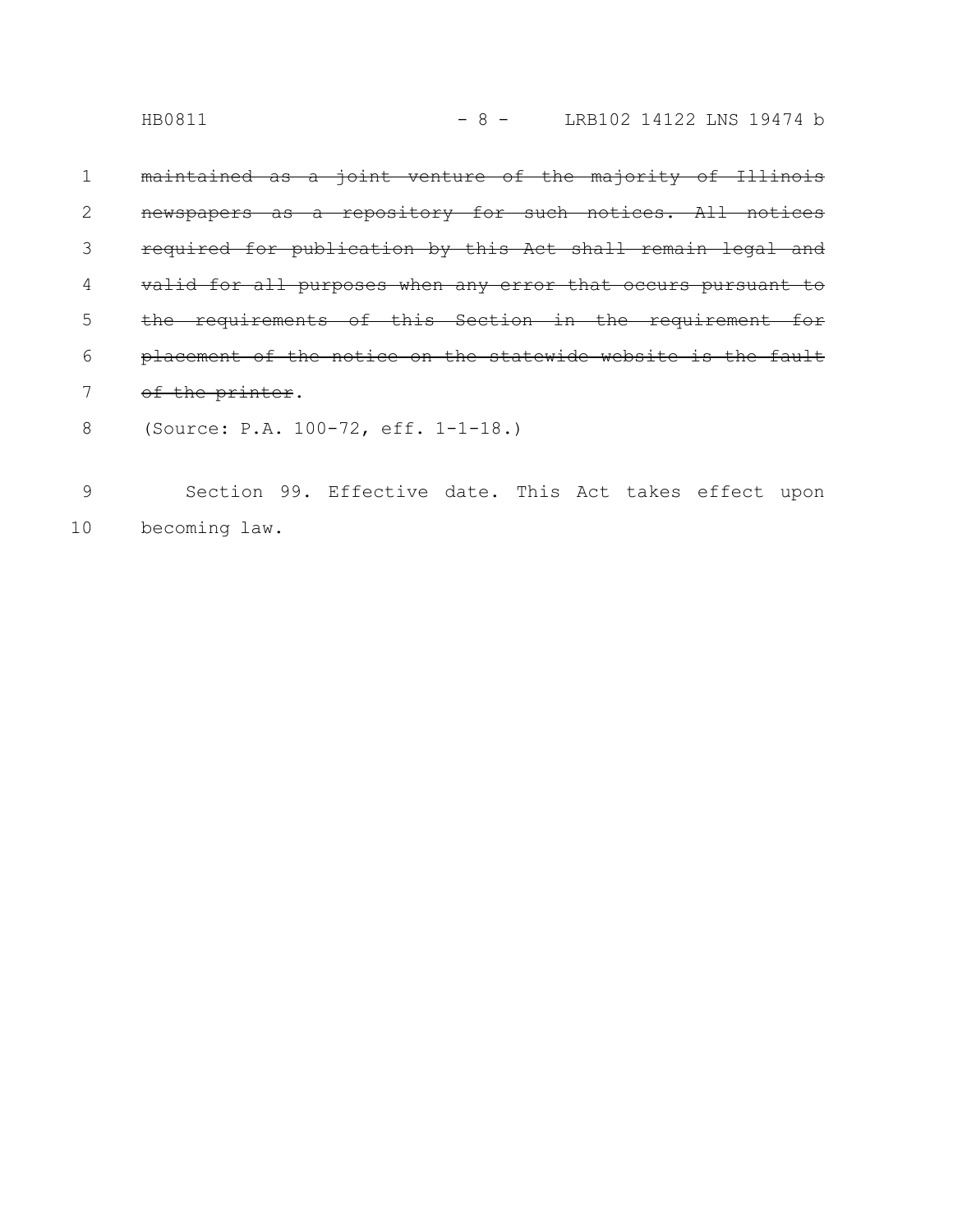~~maintained as a joint venture of the majority of Illinois newspapers as a repository for such notices. All notices required for publication by this Act shall remain legal and valid for all purposes when any error that occurs pursuant to the requirements of this Section in the requirement for placement of the notice on the statewide website is the fault of the printer~~.

(Source: P.A. 100-72, eff. 1-1-18.)

Section 99. Effective date. This Act takes effect upon becoming law.